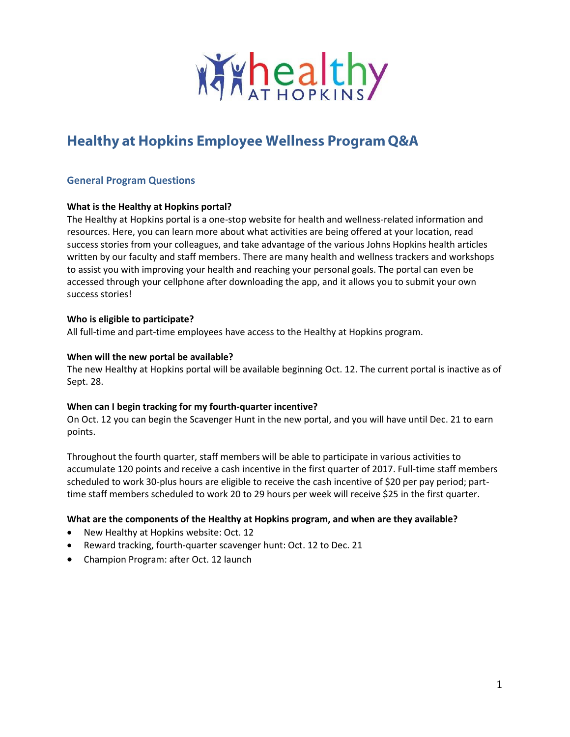# Healthy at Hopkins Employee Wellness Program Q&A

## General Program Questions

**What is the Healthy at Hopkins portal?**

The Healthy at Hopkins portal is a one-stop website for health and wellness-related information and resources. Here, you can learn more about what activities are being offered at your location, read success stories from your colleagues, and take advantage of the various Johns Hopkins health articles written by our faculty and staff members. There are many health and wellness trackers and workshops to assist you with improving your health and reaching your personal goals. The portal can even be accessed through your cellphone after downloading the app, and it allows you to submit your own success stories!

**Who is eligible to participate?**

All full-time and part-time employees have access to the Healthy at Hopkins program.

**When will the new portal be available?**

The new Healthy at Hopkins portal will be available beginning Oct. 12. The current portal is inactive as of Sept. 28.

**When can I begin tracking for my fourth-quarter incentive?**

On Oct. 12 you can begin the Scavenger Hunt in the new portal, and you will have until Dec. 21 to earn points.

Throughout the fourth quarter, staff members will be able to participate in various activities to accumulate 120 points and receive a cash incentive in the first quarter of 2017. Full-time staff members scheduled to work 30-plus hours are eligible to receive the cash incentive of $20 per pay period; part-time staff members scheduled to work 20 to 29 hours per week will receive $25 in the first quarter.

**What are the components of the Healthy at Hopkins program, and when are they available?**

- New Healthy at Hopkins website: Oct. 12
- Reward tracking, fourth-quarter scavenger hunt: Oct. 12 to Dec. 21
- Champion Program: after Oct. 12 launch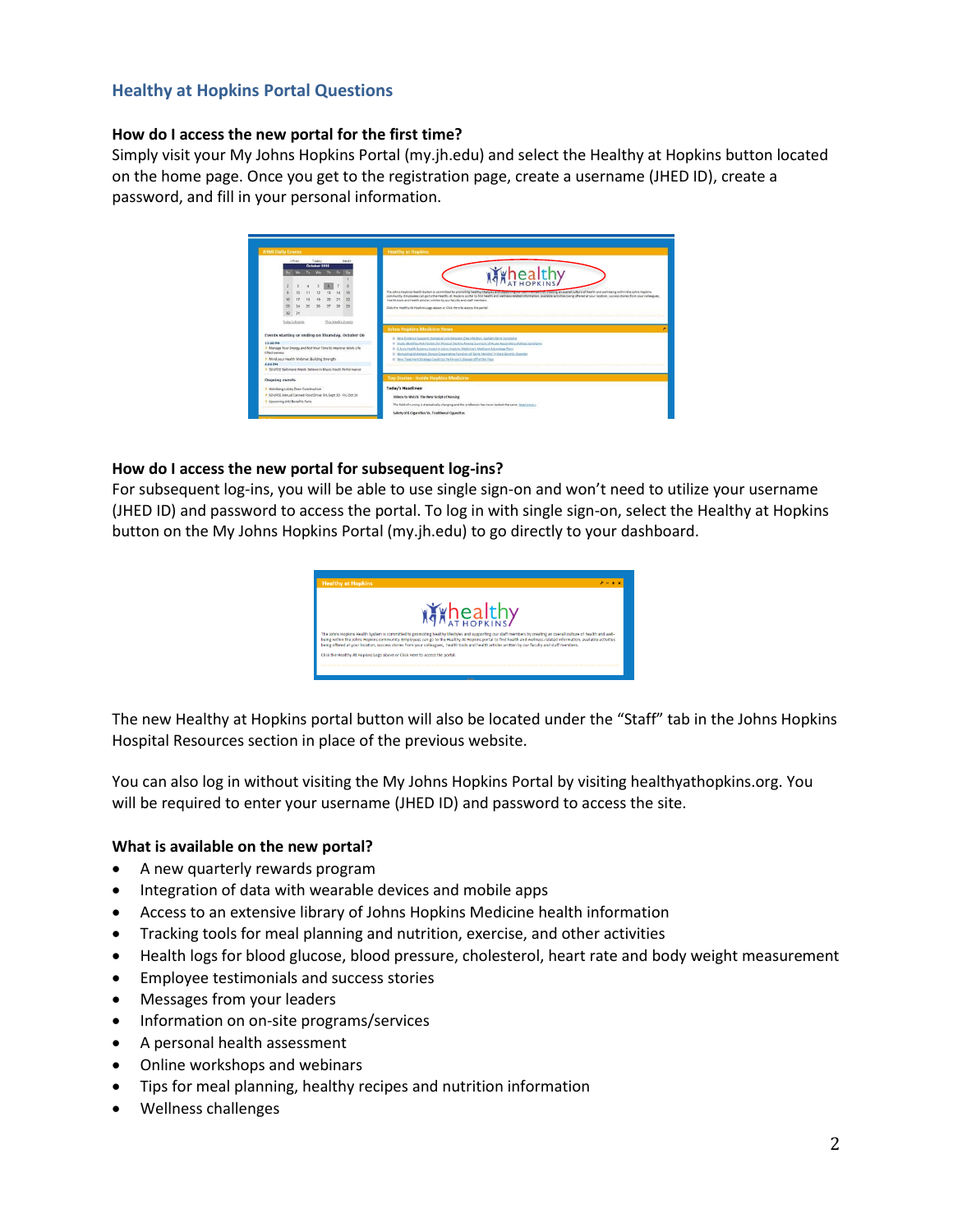## Healthy at Hopkins Portal Questions

**How do I access the new portal for the first time?**

Simply visit your My Johns Hopkins Portal (my.jh.edu) and select the Healthy at Hopkins button located on the home page. Once you get to the registration page, create a username (JHED ID), create a password, and fill in your personal information.

**How do I access the new portal for subsequent log-ins?**

For subsequent log-ins, you will be able to use single sign-on and won't need to utilize your username (JHED ID) and password to access the portal. To log in with single sign-on, select the Healthy at Hopkins button on the My Johns Hopkins Portal (my.jh.edu) to go directly to your dashboard.

The new Healthy at Hopkins portal button will also be located under the "Staff" tab in the Johns Hopkins Hospital Resources section in place of the previous website.

You can also log in without visiting the My Johns Hopkins Portal by visiting healthyathopkins.org. You will be required to enter your username (JHED ID) and password to access the site.

**What is available on the new portal?**

- A new quarterly rewards program
- Integration of data with wearable devices and mobile apps
- Access to an extensive library of Johns Hopkins Medicine health information
- Tracking tools for meal planning and nutrition, exercise, and other activities
- Health logs for blood glucose, blood pressure, cholesterol, heart rate and body weight measurement
- Employee testimonials and success stories
- Messages from your leaders
- Information on on-site programs/services
- A personal health assessment
- Online workshops and webinars
- Tips for meal planning, healthy recipes and nutrition information
- Wellness challenges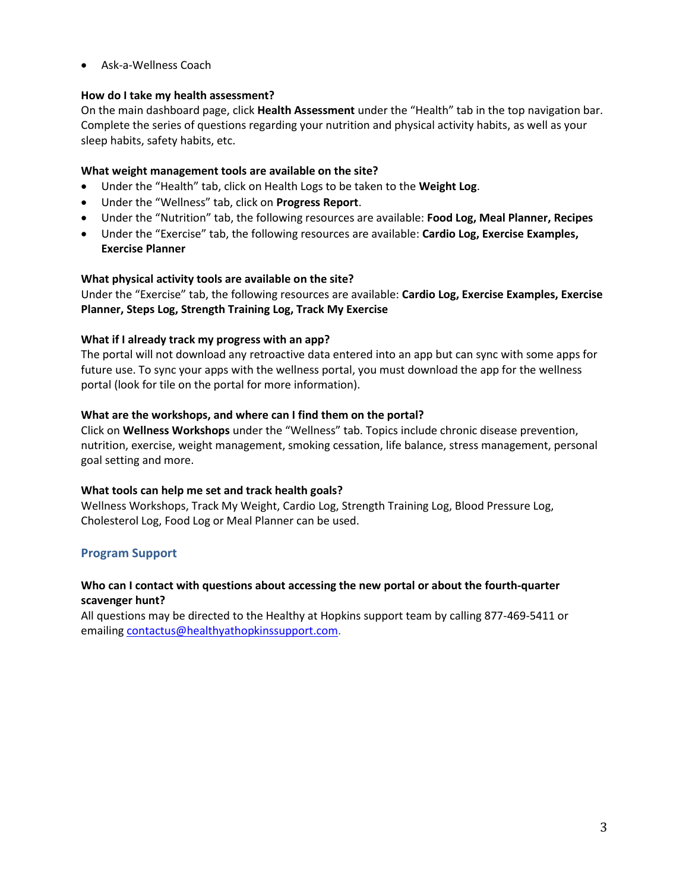- Ask-a-Wellness Coach

**How do I take my health assessment?**
On the main dashboard page, click **Health Assessment** under the "Health" tab in the top navigation bar. Complete the series of questions regarding your nutrition and physical activity habits, as well as your sleep habits, safety habits, etc.

**What weight management tools are available on the site?**

- Under the "Health" tab, click on Health Logs to be taken to the **Weight Log**.
- Under the "Wellness" tab, click on **Progress Report**.
- Under the "Nutrition" tab, the following resources are available: **Food Log, Meal Planner, Recipes**
- Under the "Exercise" tab, the following resources are available: **Cardio Log, Exercise Examples, Exercise Planner**

**What physical activity tools are available on the site?**
Under the "Exercise" tab, the following resources are available: **Cardio Log, Exercise Examples, Exercise Planner, Steps Log, Strength Training Log, Track My Exercise**

**What if I already track my progress with an app?**
The portal will not download any retroactive data entered into an app but can sync with some apps for future use. To sync your apps with the wellness portal, you must download the app for the wellness portal (look for tile on the portal for more information).

**What are the workshops, and where can I find them on the portal?**
Click on **Wellness Workshops** under the "Wellness" tab. Topics include chronic disease prevention, nutrition, exercise, weight management, smoking cessation, life balance, stress management, personal goal setting and more.

**What tools can help me set and track health goals?**
Wellness Workshops, Track My Weight, Cardio Log, Strength Training Log, Blood Pressure Log, Cholesterol Log, Food Log or Meal Planner can be used.

## Program Support

**Who can I contact with questions about accessing the new portal or about the fourth-quarter scavenger hunt?**
All questions may be directed to the Healthy at Hopkins support team by calling 877-469-5411 or emailing contactus@healthyathopkinssupport.com.